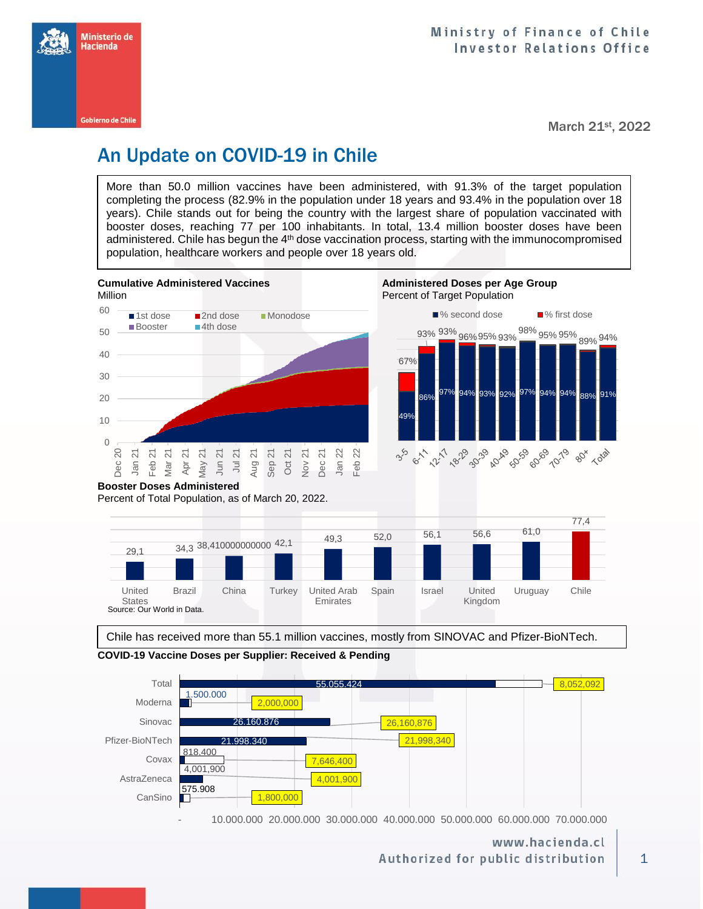Ministry of Finance of Chile
Investor Relations Office

March 21st, 2022

# An Update on COVID-19 in Chile

More than 50.0 million vaccines have been administered, with 91.3% of the target population completing the process (82.9% in the population under 18 years and 93.4% in the population over 18 years). Chile stands out for being the country with the largest share of population vaccinated with booster doses, reaching 77 per 100 inhabitants. In total, 13.4 million booster doses have been administered. Chile has begun the 4th dose vaccination process, starting with the immunocompromised population, healthcare workers and people over 18 years old.

**Cumulative Administered Vaccines**
Million

1st dose, 2nd dose, Monodose, Booster, 4th dose

**Administered Doses per Age Group**
Percent of Target Population

| Age group | % first dose | % second dose |
|---|---|---|
| 3-5 | 67% | 49% |
| 6-11 | 93% | 86% |
| 12-17 | 93% | 97% |
| 18-29 | 96% | 94% |
| 30-39 | 95% | 93% |
| 40-49 | 93% | 92% |
| 50-59 | 98% | 97% |
| 60-69 | 95% | 94% |
| 70-79 | 95% | 94% |
| 80+ | 89% | 88% |
| Total | 94% | 91% |

**Booster Doses Administered**
Percent of Total Population, as of March 20, 2022.

| Country | Booster doses |
|---|---|
| United States | 29,1 |
| Brazil | 34,3 |
| China | 38,410000000000 |
| Turkey | 42,1 |
| United Arab Emirates | 49,3 |
| Spain | 52,0 |
| Israel | 56,1 |
| United Kingdom | 56,6 |
| Uruguay | 61,0 |
| Chile | 77,4 |

Source: Our World in Data.

Chile has received more than 55.1 million vaccines, mostly from SINOVAC and Pfizer-BioNTech.

**COVID-19 Vaccine Doses per Supplier: Received & Pending**

| Supplier | Received | Total |
|---|---|---|
| Total | 55.055.424 | 8,052,092 |
| Moderna | 1.500.000 | 2,000,000 |
| Sinovac | 26.160.876 | 26,160,876 |
| Pfizer-BioNTech | 21.998.340 | 21,998,340 |
| Covax | 818.400 | 7,646,400 |
| AstraZeneca | 4,001,900 | 4,001,900 |
| CanSino | 575.908 | 1,800,000 |

www.hacienda.cl
Authorized for public distribution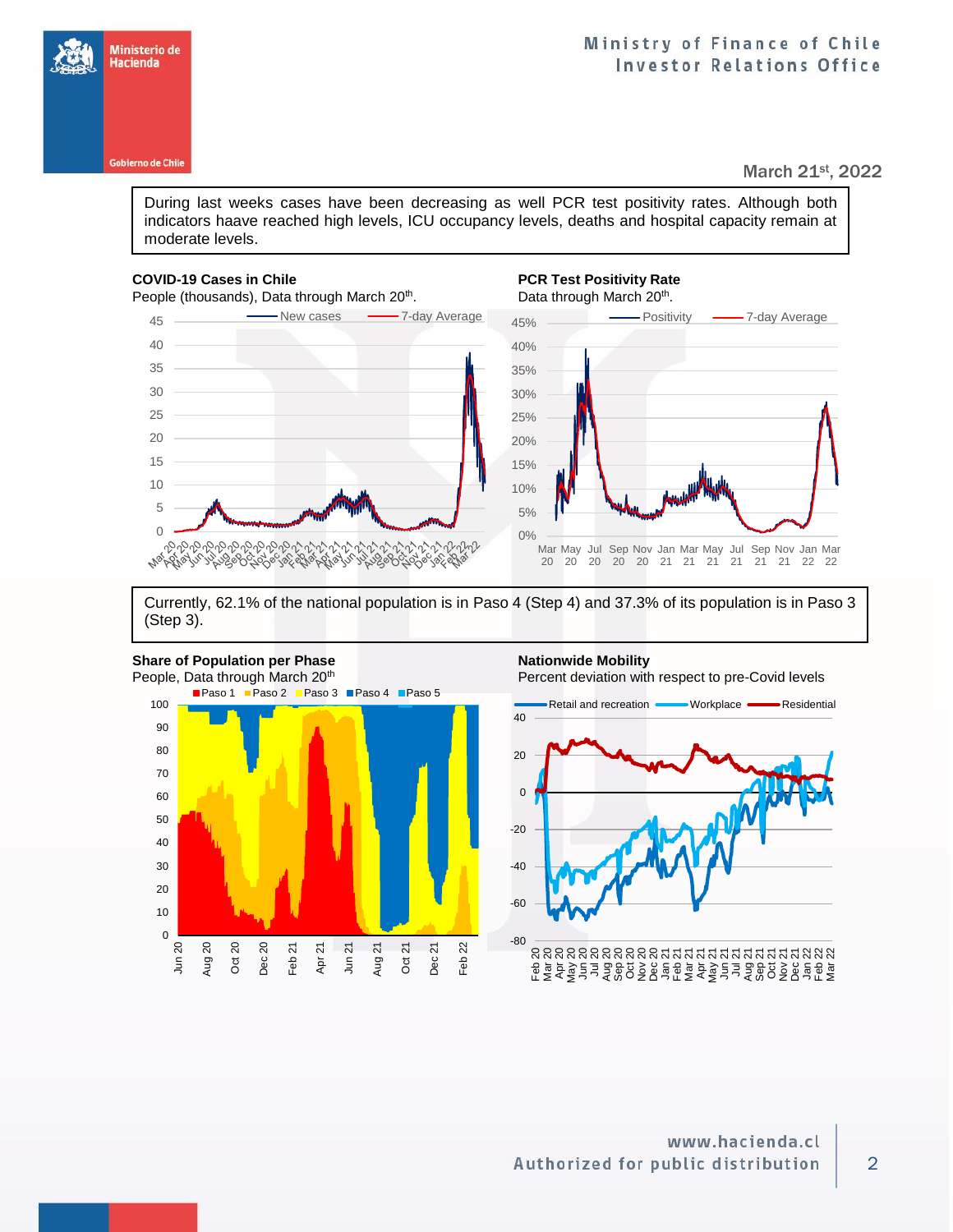March 21st, 2022

During last weeks cases have been decreasing as well PCR test positivity rates. Although both indicators haave reached high levels, ICU occupancy levels, deaths and hospital capacity remain at moderate levels.

**COVID-19 Cases in Chile**
People (thousands), Data through March 20th.

**PCR Test Positivity Rate**
Data through March 20th.

Currently, 62.1% of the national population is in Paso 4 (Step 4) and 37.3% of its population is in Paso 3 (Step 3).

**Share of Population per Phase**
People, Data through March 20th

**Nationwide Mobility**
Percent deviation with respect to pre-Covid levels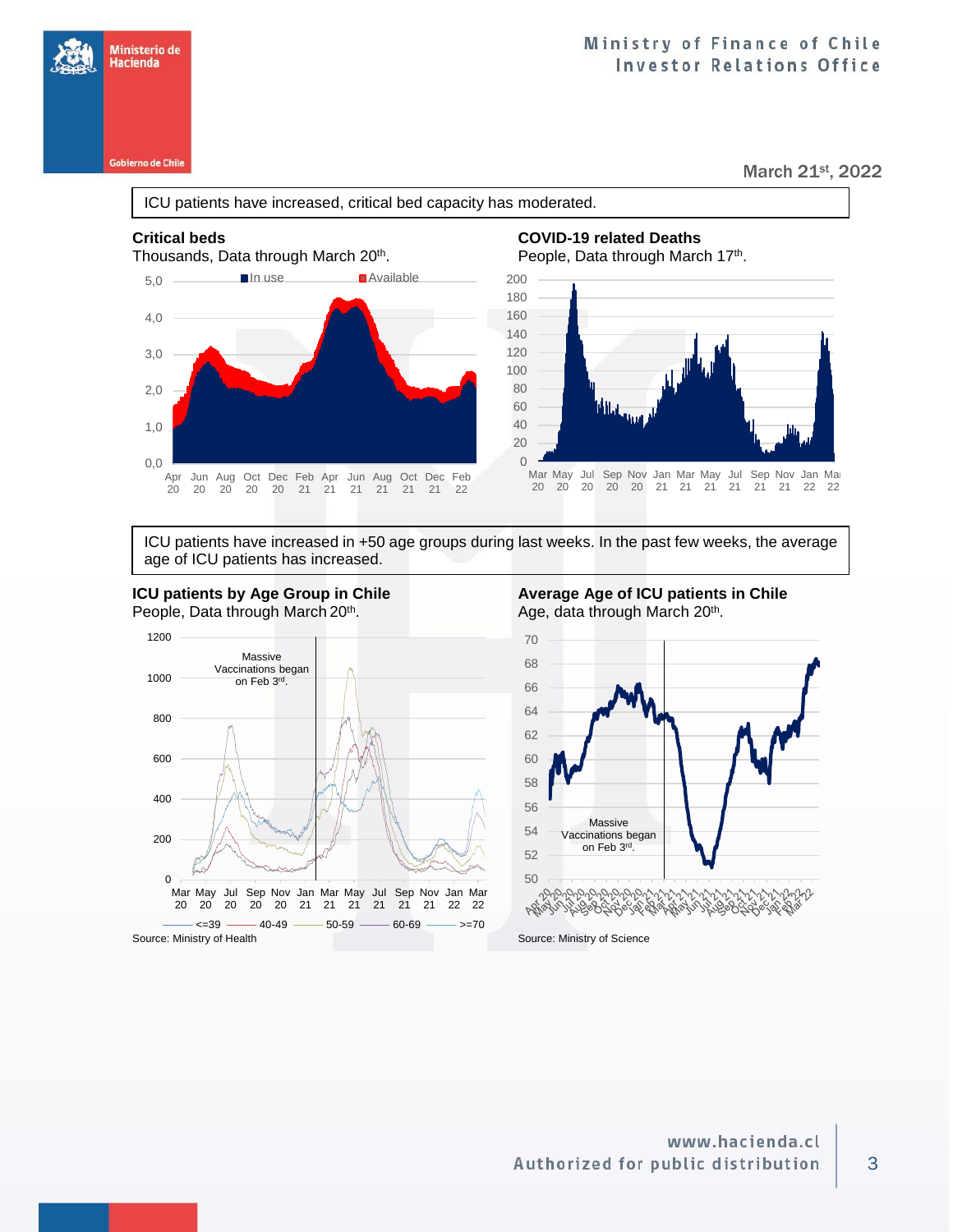March 21st, 2022

ICU patients have increased, critical bed capacity has moderated.

**Critical beds**
Thousands, Data through March 20th.

In use
Available

5,0
4,0
3,0
2,0
1,0
0,0

Apr 20, Jun 20, Aug 20, Oct 20, Dec 20, Feb 21, Apr 21, Jun 21, Aug 21, Oct 21, Dec 21, Feb 22

**COVID-19 related Deaths**
People, Data through March 17th.

200
180
160
140
120
100
80
60
40
20
0

Mar 20, May 20, Jul 20, Sep 20, Nov 20, Jan 21, Mar 21, May 21, Jul 21, Sep 21, Nov 21, Jan 22, Mar 22

ICU patients have increased in +50 age groups during last weeks. In the past few weeks, the average age of ICU patients has increased.

**ICU patients by Age Group in Chile**
People, Data through March 20th.

1200
1000
800
600
400
200
0

Massive Vaccinations began on Feb 3rd.

Mar 20, May 20, Jul 20, Sep 20, Nov 20, Jan 21, Mar 21, May 21, Jul 21, Sep 21, Nov 21, Jan 22, Mar 22

<=39, 40-49, 50-59, 60-69, >=70

Source: Ministry of Health

**Average Age of ICU patients in Chile**
Age, data through March 20th.

70
68
66
64
62
60
58
56
54
52
50

Massive Vaccinations began on Feb 3rd.

Apr 20, May 20, Jun 20, Jul 20, Aug 20, Sep 20, Oct 20, Nov 20, Dec 20, Jan 21, Feb 21, Mar 21, Apr 21, May 21, Jun 21, Jul 21, Aug 21, Sep 21, Oct 21, Nov 21, Dec 21, Jan 22, Feb 22, Mar 22

Source: Ministry of Science